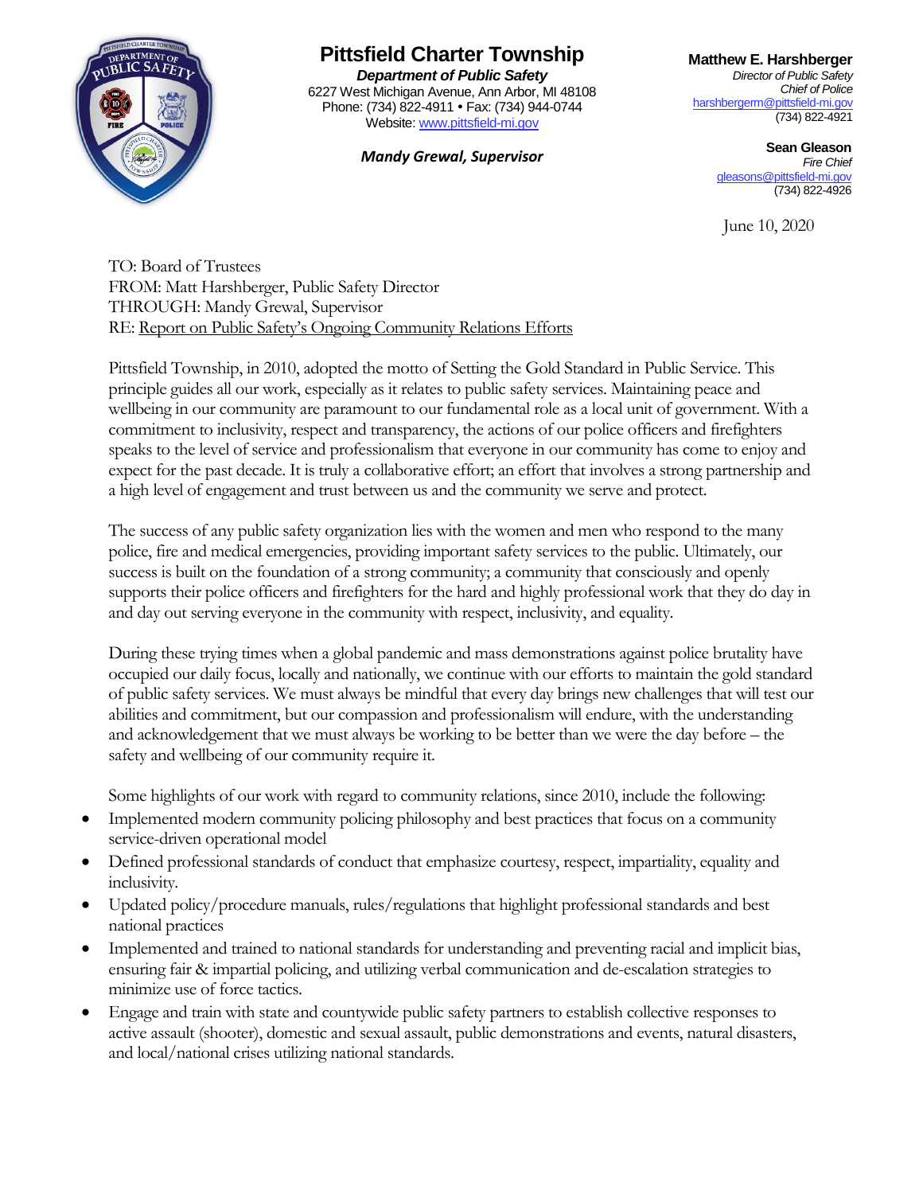# Pittsfield Charter Township

***Department of Public Safety***
6227 West Michigan Avenue, Ann Arbor, MI 48108
Phone: (734) 822-4911 • Fax: (734) 944-0744
Website: www.pittsfield-mi.gov

***Mandy Grewal, Supervisor***

**Matthew E. Harshberger**
*Director of Public Safety*
*Chief of Police*
harshbergerm@pittsfield-mi.gov
(734) 822-4921

**Sean Gleason**
*Fire Chief*
gleasons@pittsfield-mi.gov
(734) 822-4926

June 10, 2020

TO: Board of Trustees
FROM: Matt Harshberger, Public Safety Director
THROUGH: Mandy Grewal, Supervisor
RE: Report on Public Safety's Ongoing Community Relations Efforts

Pittsfield Township, in 2010, adopted the motto of Setting the Gold Standard in Public Service. This principle guides all our work, especially as it relates to public safety services. Maintaining peace and wellbeing in our community are paramount to our fundamental role as a local unit of government. With a commitment to inclusivity, respect and transparency, the actions of our police officers and firefighters speaks to the level of service and professionalism that everyone in our community has come to enjoy and expect for the past decade. It is truly a collaborative effort; an effort that involves a strong partnership and a high level of engagement and trust between us and the community we serve and protect.

The success of any public safety organization lies with the women and men who respond to the many police, fire and medical emergencies, providing important safety services to the public. Ultimately, our success is built on the foundation of a strong community; a community that consciously and openly supports their police officers and firefighters for the hard and highly professional work that they do day in and day out serving everyone in the community with respect, inclusivity, and equality.

During these trying times when a global pandemic and mass demonstrations against police brutality have occupied our daily focus, locally and nationally, we continue with our efforts to maintain the gold standard of public safety services. We must always be mindful that every day brings new challenges that will test our abilities and commitment, but our compassion and professionalism will endure, with the understanding and acknowledgement that we must always be working to be better than we were the day before – the safety and wellbeing of our community require it.

Some highlights of our work with regard to community relations, since 2010, include the following:

- Implemented modern community policing philosophy and best practices that focus on a community service-driven operational model
- Defined professional standards of conduct that emphasize courtesy, respect, impartiality, equality and inclusivity.
- Updated policy/procedure manuals, rules/regulations that highlight professional standards and best national practices
- Implemented and trained to national standards for understanding and preventing racial and implicit bias, ensuring fair & impartial policing, and utilizing verbal communication and de-escalation strategies to minimize use of force tactics.
- Engage and train with state and countywide public safety partners to establish collective responses to active assault (shooter), domestic and sexual assault, public demonstrations and events, natural disasters, and local/national crises utilizing national standards.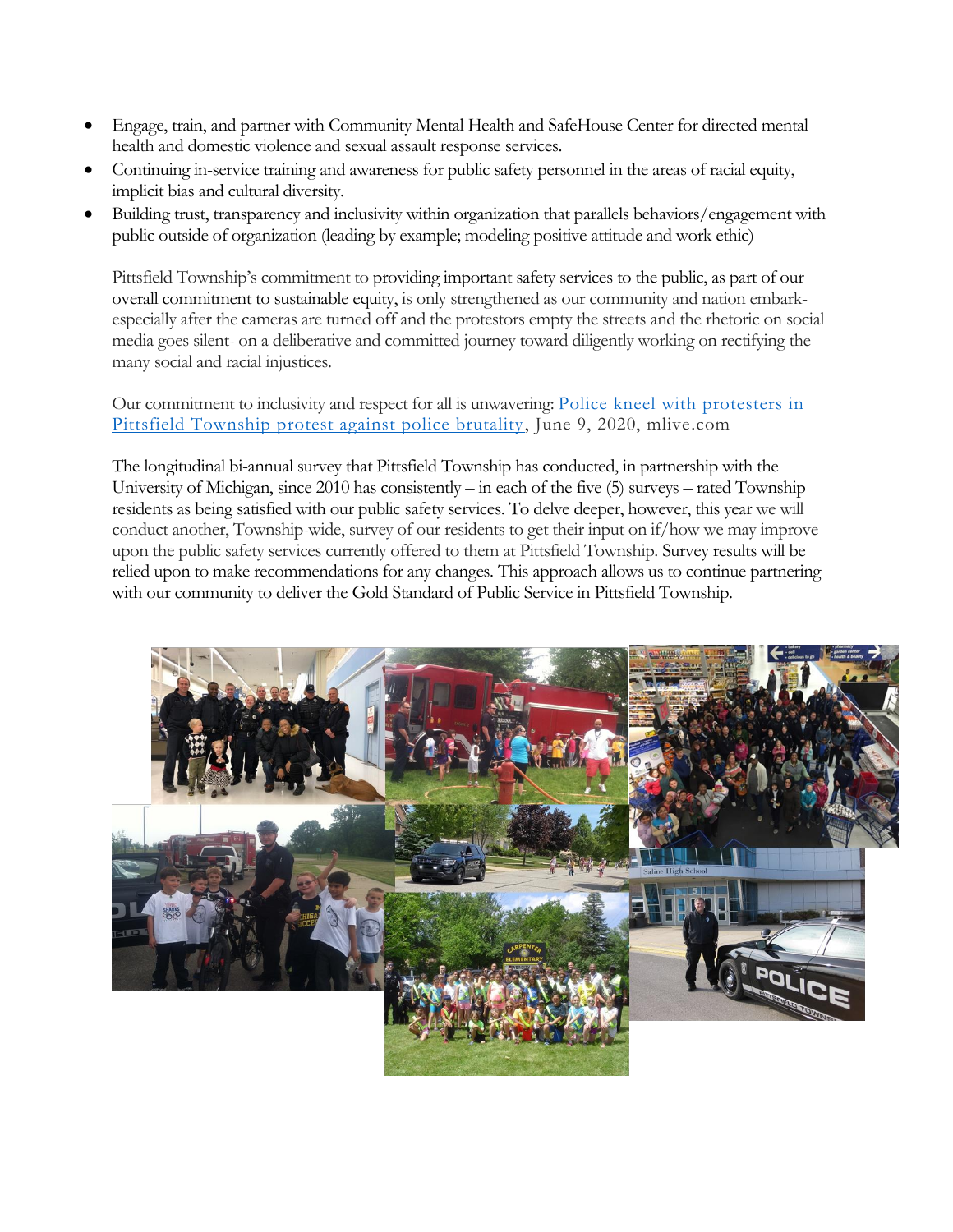- Engage, train, and partner with Community Mental Health and SafeHouse Center for directed mental health and domestic violence and sexual assault response services.
- Continuing in-service training and awareness for public safety personnel in the areas of racial equity, implicit bias and cultural diversity.
- Building trust, transparency and inclusivity within organization that parallels behaviors/engagement with public outside of organization (leading by example; modeling positive attitude and work ethic)

Pittsfield Township's commitment to providing important safety services to the public, as part of our overall commitment to sustainable equity, is only strengthened as our community and nation embark- especially after the cameras are turned off and the protestors empty the streets and the rhetoric on social media goes silent- on a deliberative and committed journey toward diligently working on rectifying the many social and racial injustices.

Our commitment to inclusivity and respect for all is unwavering: [Police kneel with protesters in Pittsfield Township protest against police brutality](), June 9, 2020, mlive.com

The longitudinal bi-annual survey that Pittsfield Township has conducted, in partnership with the University of Michigan, since 2010 has consistently – in each of the five (5) surveys – rated Township residents as being satisfied with our public safety services. To delve deeper, however, this year we will conduct another, Township-wide, survey of our residents to get their input on if/how we may improve upon the public safety services currently offered to them at Pittsfield Township. Survey results will be relied upon to make recommendations for any changes. This approach allows us to continue partnering with our community to deliver the Gold Standard of Public Service in Pittsfield Township.